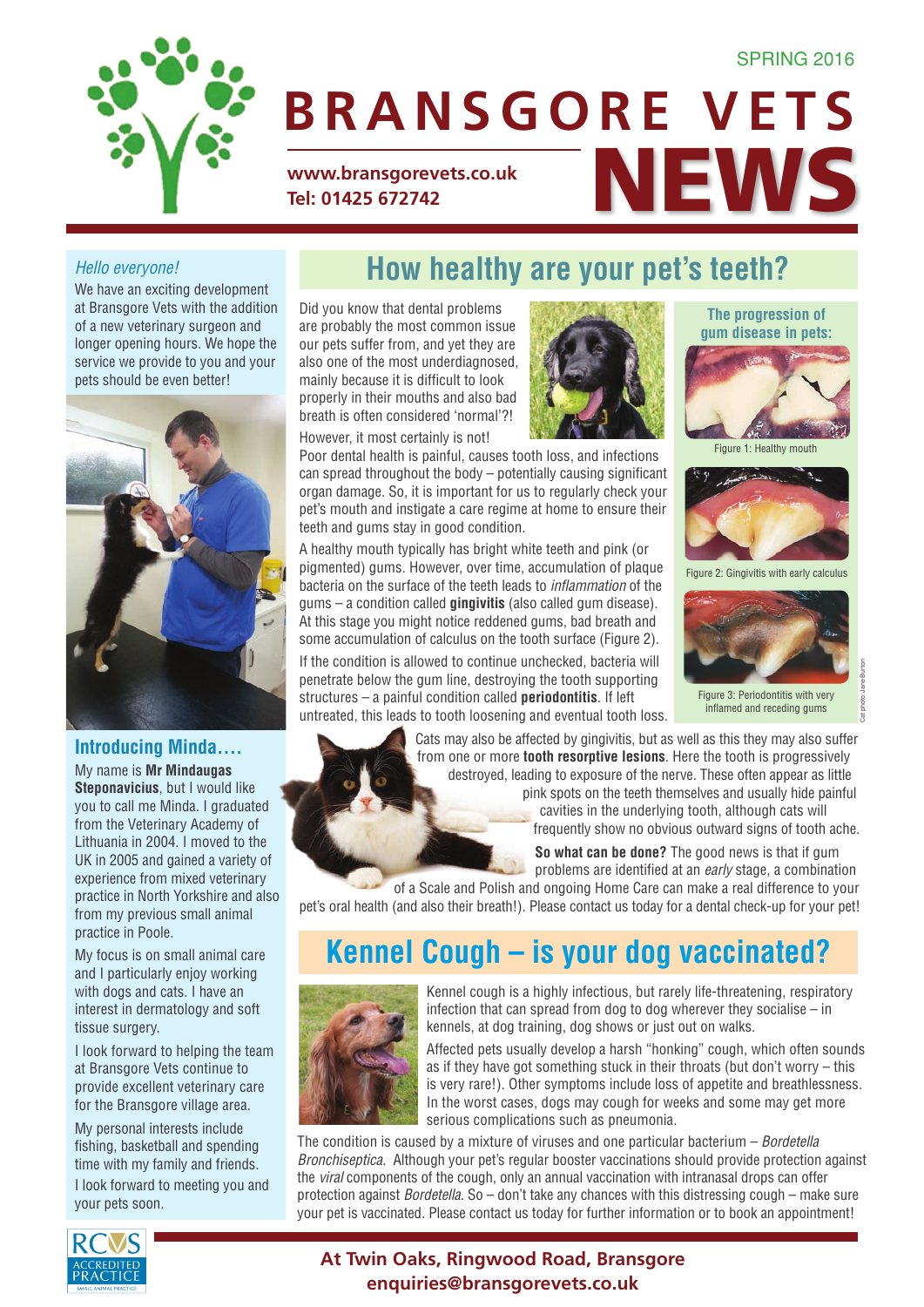SPRING 2016

# BRANSGORE VETS NEWS

**www.bransgorevets.co.uk**
**Tel: 01425 672742**

*Hello everyone!*

We have an exciting development at Bransgore Vets with the addition of a new veterinary surgeon and longer opening hours. We hope the service we provide to you and your pets should be even better!

### Introducing Minda….

My name is **Mr Mindaugas Steponavicius**, but I would like you to call me Minda. I graduated from the Veterinary Academy of Lithuania in 2004. I moved to the UK in 2005 and gained a variety of experience from mixed veterinary practice in North Yorkshire and also from my previous small animal practice in Poole.

My focus is on small animal care and I particularly enjoy working with dogs and cats. I have an interest in dermatology and soft tissue surgery.

I look forward to helping the team at Bransgore Vets continue to provide excellent veterinary care for the Bransgore village area.

My personal interests include fishing, basketball and spending time with my family and friends.

I look forward to meeting you and your pets soon.

## How healthy are your pet's teeth?

Did you know that dental problems are probably the most common issue our pets suffer from, and yet they are also one of the most underdiagnosed, mainly because it is difficult to look properly in their mouths and also bad breath is often considered 'normal'?!

However, it most certainly is not!

Poor dental health is painful, causes tooth loss, and infections can spread throughout the body – potentially causing significant organ damage. So, it is important for us to regularly check your pet's mouth and instigate a care regime at home to ensure their teeth and gums stay in good condition.

A healthy mouth typically has bright white teeth and pink (or pigmented) gums. However, over time, accumulation of plaque bacteria on the surface of the teeth leads to *inflammation* of the gums – a condition called **gingivitis** (also called gum disease). At this stage you might notice reddened gums, bad breath and some accumulation of calculus on the tooth surface (Figure 2).

If the condition is allowed to continue unchecked, bacteria will penetrate below the gum line, destroying the tooth supporting structures – a painful condition called **periodontitis**. If left untreated, this leads to tooth loosening and eventual tooth loss.

**The progression of gum disease in pets:**

Figure 1: Healthy mouth

Figure 2: Gingivitis with early calculus

Figure 3: Periodontitis with very inflamed and receding gums

Cat photo: Jane Burton

Cats may also be affected by gingivitis, but as well as this they may also suffer from one or more **tooth resorptive lesions**. Here the tooth is progressively destroyed, leading to exposure of the nerve. These often appear as little pink spots on the teeth themselves and usually hide painful cavities in the underlying tooth, although cats will frequently show no obvious outward signs of tooth ache.

**So what can be done?** The good news is that if gum problems are identified at an *early* stage, a combination of a Scale and Polish and ongoing Home Care can make a real difference to your pet's oral health (and also their breath!). Please contact us today for a dental check-up for your pet!

## Kennel Cough – is your dog vaccinated?

Kennel cough is a highly infectious, but rarely life-threatening, respiratory infection that can spread from dog to dog wherever they socialise – in kennels, at dog training, at dog shows or just out on walks.

Affected pets usually develop a harsh "honking" cough, which often sounds as if they have got something stuck in their throats (but don't worry – this is very rare!). Other symptoms include loss of appetite and breathlessness. In the worst cases, dogs may cough for weeks and some may get more serious complications such as pneumonia.

The condition is caused by a mixture of viruses and one particular bacterium – *Bordetella Bronchiseptica.* Although your pet's regular booster vaccinations should provide protection against the *viral* components of the cough, only an annual vaccination with intranasal drops can offer protection against *Bordetella*. So – don't take any chances with this distressing cough – make sure your pet is vaccinated. Please contact us today for further information or to book an appointment!

RCVS ACCREDITED PRACTICE SMALL ANIMAL PRACTICE

**At Twin Oaks, Ringwood Road, Bransgore**
**enquiries@bransgorevets.co.uk**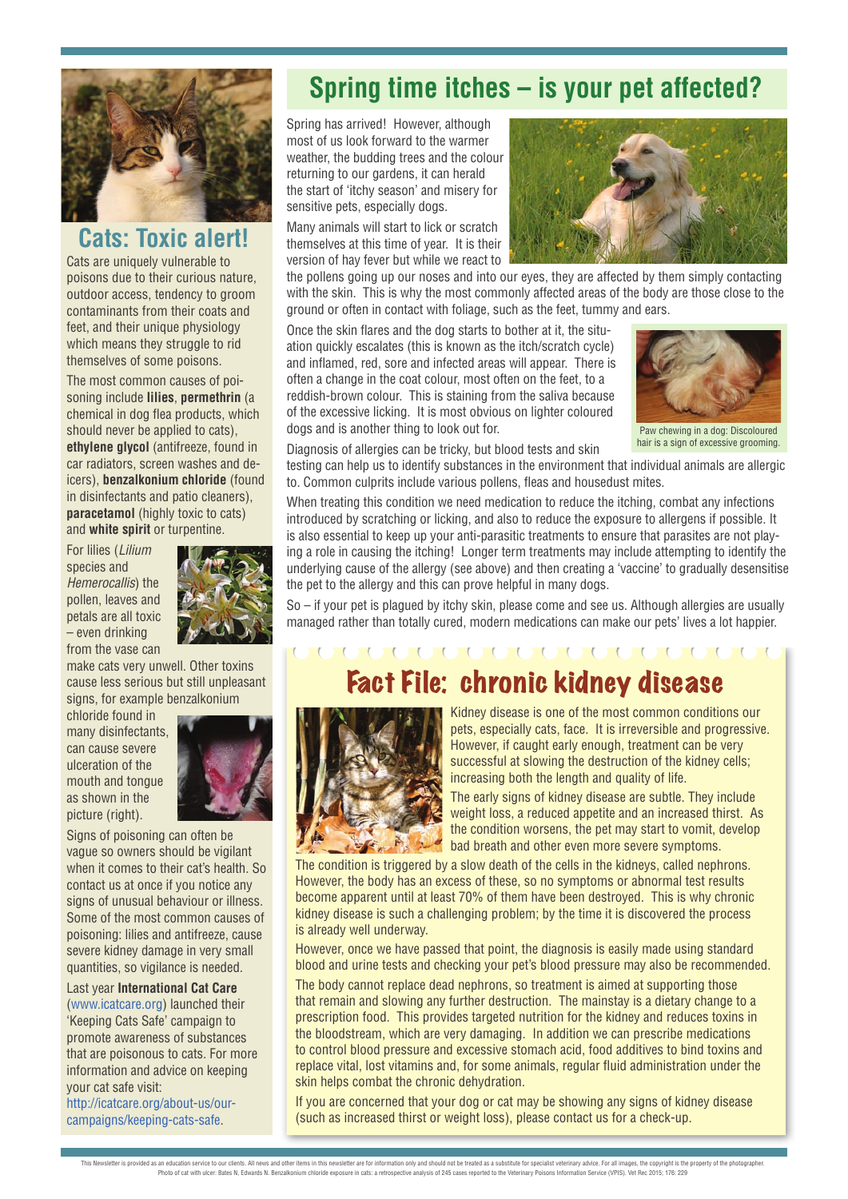## Cats: Toxic alert!

Cats are uniquely vulnerable to poisons due to their curious nature, outdoor access, tendency to groom contaminants from their coats and feet, and their unique physiology which means they struggle to rid themselves of some poisons.

The most common causes of poisoning include **lilies**, **permethrin** (a chemical in dog flea products, which should never be applied to cats), **ethylene glycol** (antifreeze, found in car radiators, screen washes and de-icers), **benzalkonium chloride** (found in disinfectants and patio cleaners), **paracetamol** (highly toxic to cats) and **white spirit** or turpentine.

For lilies (*Lilium* species and *Hemerocallis*) the pollen, leaves and petals are all toxic – even drinking from the vase can make cats very unwell. Other toxins cause less serious but still unpleasant signs, for example benzalkonium chloride found in many disinfectants, can cause severe ulceration of the mouth and tongue as shown in the picture (right).

Signs of poisoning can often be vague so owners should be vigilant when it comes to their cat's health. So contact us at once if you notice any signs of unusual behaviour or illness. Some of the most common causes of poisoning: lilies and antifreeze, cause severe kidney damage in very small quantities, so vigilance is needed.

Last year **International Cat Care** (www.icatcare.org) launched their 'Keeping Cats Safe' campaign to promote awareness of substances that are poisonous to cats. For more information and advice on keeping your cat safe visit: http://icatcare.org/about-us/our-campaigns/keeping-cats-safe.

## Spring time itches – is your pet affected?

Spring has arrived! However, although most of us look forward to the warmer weather, the budding trees and the colour returning to our gardens, it can herald the start of 'itchy season' and misery for sensitive pets, especially dogs.

Many animals will start to lick or scratch themselves at this time of year. It is their version of hay fever but while we react to the pollens going up our noses and into our eyes, they are affected by them simply contacting with the skin. This is why the most commonly affected areas of the body are those close to the ground or often in contact with foliage, such as the feet, tummy and ears.

Once the skin flares and the dog starts to bother at it, the situation quickly escalates (this is known as the itch/scratch cycle) and inflamed, red, sore and infected areas will appear. There is often a change in the coat colour, most often on the feet, to a reddish-brown colour. This is staining from the saliva because of the excessive licking. It is most obvious on lighter coloured dogs and is another thing to look out for.

Paw chewing in a dog: Discoloured hair is a sign of excessive grooming.

Diagnosis of allergies can be tricky, but blood tests and skin testing can help us to identify substances in the environment that individual animals are allergic to. Common culprits include various pollens, fleas and housedust mites.

When treating this condition we need medication to reduce the itching, combat any infections introduced by scratching or licking, and also to reduce the exposure to allergens if possible. It is also essential to keep up your anti-parasitic treatments to ensure that parasites are not playing a role in causing the itching! Longer term treatments may include attempting to identify the underlying cause of the allergy (see above) and then creating a 'vaccine' to gradually desensitise the pet to the allergy and this can prove helpful in many dogs.

So – if your pet is plagued by itchy skin, please come and see us. Although allergies are usually managed rather than totally cured, modern medications can make our pets' lives a lot happier.

## Fact File: chronic kidney disease

Kidney disease is one of the most common conditions our pets, especially cats, face. It is irreversible and progressive. However, if caught early enough, treatment can be very successful at slowing the destruction of the kidney cells; increasing both the length and quality of life.

The early signs of kidney disease are subtle. They include weight loss, a reduced appetite and an increased thirst. As the condition worsens, the pet may start to vomit, develop bad breath and other even more severe symptoms.

The condition is triggered by a slow death of the cells in the kidneys, called nephrons. However, the body has an excess of these, so no symptoms or abnormal test results become apparent until at least 70% of them have been destroyed. This is why chronic kidney disease is such a challenging problem; by the time it is discovered the process is already well underway.

However, once we have passed that point, the diagnosis is easily made using standard blood and urine tests and checking your pet's blood pressure may also be recommended.

The body cannot replace dead nephrons, so treatment is aimed at supporting those that remain and slowing any further destruction. The mainstay is a dietary change to a prescription food. This provides targeted nutrition for the kidney and reduces toxins in the bloodstream, which are very damaging. In addition we can prescribe medications to control blood pressure and excessive stomach acid, food additives to bind toxins and replace vital, lost vitamins and, for some animals, regular fluid administration under the skin helps combat the chronic dehydration.

If you are concerned that your dog or cat may be showing any signs of kidney disease (such as increased thirst or weight loss), please contact us for a check-up.

This Newsletter is provided as an education service to our clients. All news and other items in this newsletter are for information only and should not be treated as a substitute for specialist veterinary advice. For all images, the copyright is the property of the photographer.
Photo of cat with ulcer: Bates N, Edwards N. Benzalkonium chloride exposure in cats: a retrospective analysis of 245 cases reported to the Veterinary Poisons Information Service (VPIS). Vet Rec 2015; 176: 229